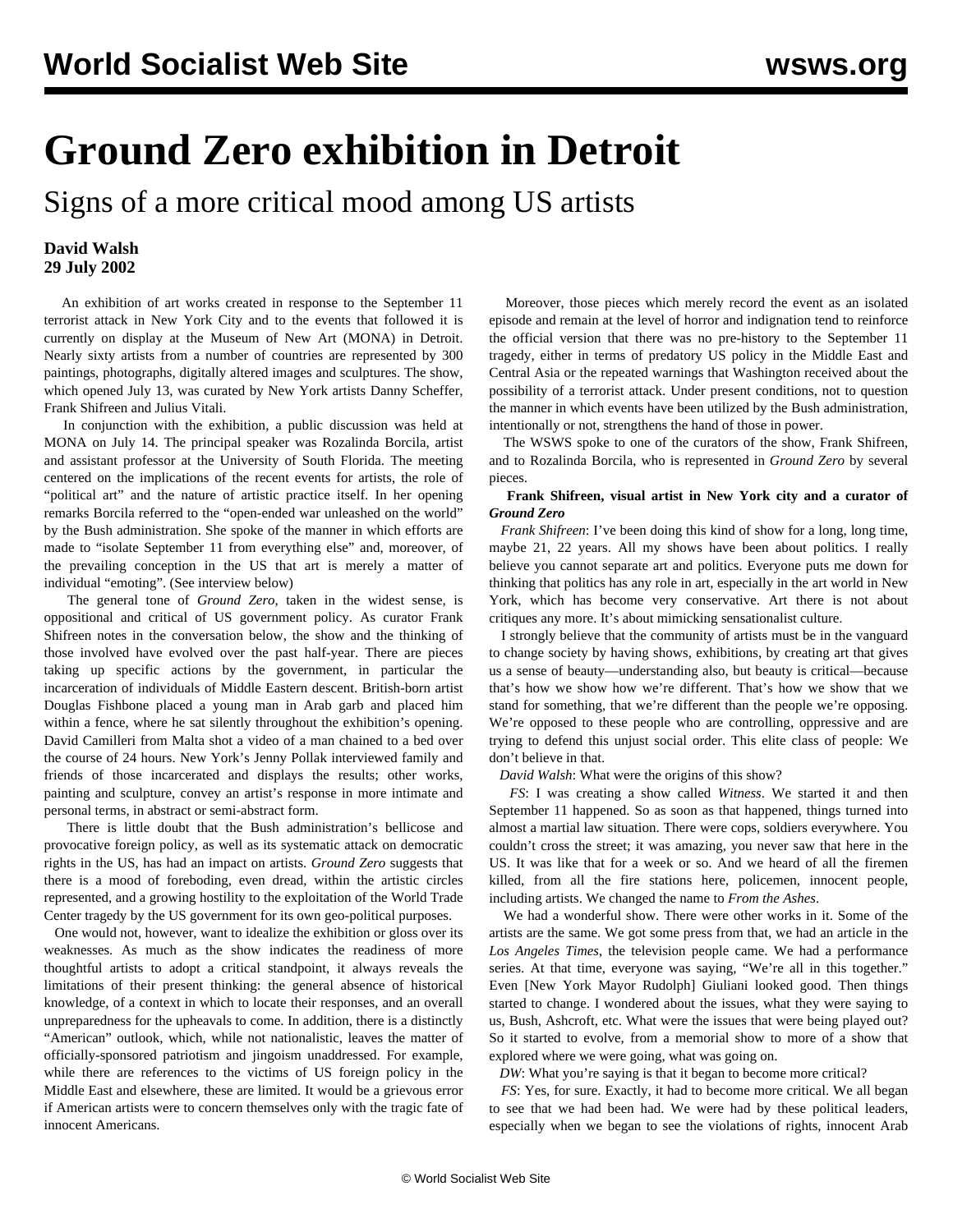# Ground Zero exhibition in Detroit

## Signs of a more critical mood among US artists

**David Walsh**
**29 July 2002**

An exhibition of art works created in response to the September 11 terrorist attack in New York City and to the events that followed it is currently on display at the Museum of New Art (MONA) in Detroit. Nearly sixty artists from a number of countries are represented by 300 paintings, photographs, digitally altered images and sculptures. The show, which opened July 13, was curated by New York artists Danny Scheffer, Frank Shifreen and Julius Vitali.

In conjunction with the exhibition, a public discussion was held at MONA on July 14. The principal speaker was Rozalinda Borcila, artist and assistant professor at the University of South Florida. The meeting centered on the implications of the recent events for artists, the role of "political art" and the nature of artistic practice itself. In her opening remarks Borcila referred to the "open-ended war unleashed on the world" by the Bush administration. She spoke of the manner in which efforts are made to "isolate September 11 from everything else" and, moreover, of the prevailing conception in the US that art is merely a matter of individual "emoting". (See interview below)

The general tone of *Ground Zero*, taken in the widest sense, is oppositional and critical of US government policy. As curator Frank Shifreen notes in the conversation below, the show and the thinking of those involved have evolved over the past half-year. There are pieces taking up specific actions by the government, in particular the incarceration of individuals of Middle Eastern descent. British-born artist Douglas Fishbone placed a young man in Arab garb and placed him within a fence, where he sat silently throughout the exhibition's opening. David Camilleri from Malta shot a video of a man chained to a bed over the course of 24 hours. New York's Jenny Pollak interviewed family and friends of those incarcerated and displays the results; other works, painting and sculpture, convey an artist's response in more intimate and personal terms, in abstract or semi-abstract form.

There is little doubt that the Bush administration's bellicose and provocative foreign policy, as well as its systematic attack on democratic rights in the US, has had an impact on artists. *Ground Zero* suggests that there is a mood of foreboding, even dread, within the artistic circles represented, and a growing hostility to the exploitation of the World Trade Center tragedy by the US government for its own geo-political purposes.

One would not, however, want to idealize the exhibition or gloss over its weaknesses. As much as the show indicates the readiness of more thoughtful artists to adopt a critical standpoint, it always reveals the limitations of their present thinking: the general absence of historical knowledge, of a context in which to locate their responses, and an overall unpreparedness for the upheavals to come. In addition, there is a distinctly "American" outlook, which, while not nationalistic, leaves the matter of officially-sponsored patriotism and jingoism unaddressed. For example, while there are references to the victims of US foreign policy in the Middle East and elsewhere, these are limited. It would be a grievous error if American artists were to concern themselves only with the tragic fate of innocent Americans.

Moreover, those pieces which merely record the event as an isolated episode and remain at the level of horror and indignation tend to reinforce the official version that there was no pre-history to the September 11 tragedy, either in terms of predatory US policy in the Middle East and Central Asia or the repeated warnings that Washington received about the possibility of a terrorist attack. Under present conditions, not to question the manner in which events have been utilized by the Bush administration, intentionally or not, strengthens the hand of those in power.

The WSWS spoke to one of the curators of the show, Frank Shifreen, and to Rozalinda Borcila, who is represented in *Ground Zero* by several pieces.

**Frank Shifreen, visual artist in New York city and a curator of *Ground Zero***

*Frank Shifreen*: I've been doing this kind of show for a long, long time, maybe 21, 22 years. All my shows have been about politics. I really believe you cannot separate art and politics. Everyone puts me down for thinking that politics has any role in art, especially in the art world in New York, which has become very conservative. Art there is not about critiques any more. It's about mimicking sensationalist culture.

I strongly believe that the community of artists must be in the vanguard to change society by having shows, exhibitions, by creating art that gives us a sense of beauty—understanding also, but beauty is critical—because that's how we show how we're different. That's how we show that we stand for something, that we're different than the people we're opposing. We're opposed to these people who are controlling, oppressive and are trying to defend this unjust social order. This elite class of people: We don't believe in that.

*David Walsh*: What were the origins of this show?

*FS*: I was creating a show called *Witness*. We started it and then September 11 happened. So as soon as that happened, things turned into almost a martial law situation. There were cops, soldiers everywhere. You couldn't cross the street; it was amazing, you never saw that here in the US. It was like that for a week or so. And we heard of all the firemen killed, from all the fire stations here, policemen, innocent people, including artists. We changed the name to *From the Ashes*.

We had a wonderful show. There were other works in it. Some of the artists are the same. We got some press from that, we had an article in the *Los Angeles Times*, the television people came. We had a performance series. At that time, everyone was saying, "We're all in this together." Even [New York Mayor Rudolph] Giuliani looked good. Then things started to change. I wondered about the issues, what they were saying to us, Bush, Ashcroft, etc. What were the issues that were being played out? So it started to evolve, from a memorial show to more of a show that explored where we were going, what was going on.

*DW*: What you're saying is that it began to become more critical?

*FS*: Yes, for sure. Exactly, it had to become more critical. We all began to see that we had been had. We were had by these political leaders, especially when we began to see the violations of rights, innocent Arab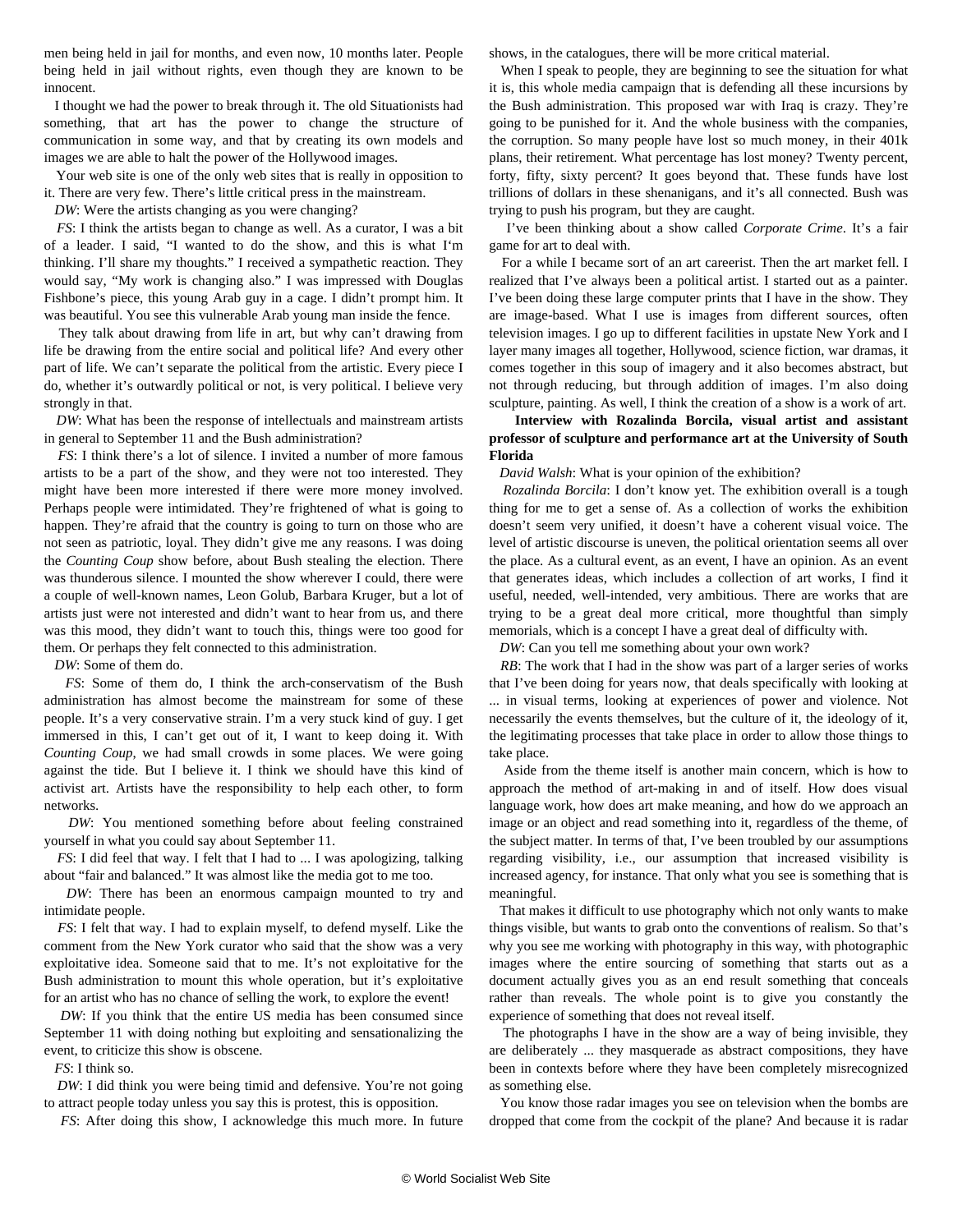men being held in jail for months, and even now, 10 months later. People being held in jail without rights, even though they are known to be innocent.

I thought we had the power to break through it. The old Situationists had something, that art has the power to change the structure of communication in some way, and that by creating its own models and images we are able to halt the power of the Hollywood images.

Your web site is one of the only web sites that is really in opposition to it. There are very few. There's little critical press in the mainstream.

*DW*: Were the artists changing as you were changing?

*FS*: I think the artists began to change as well. As a curator, I was a bit of a leader. I said, "I wanted to do the show, and this is what I'm thinking. I'll share my thoughts." I received a sympathetic reaction. They would say, "My work is changing also." I was impressed with Douglas Fishbone's piece, this young Arab guy in a cage. I didn't prompt him. It was beautiful. You see this vulnerable Arab young man inside the fence.

They talk about drawing from life in art, but why can't drawing from life be drawing from the entire social and political life? And every other part of life. We can't separate the political from the artistic. Every piece I do, whether it's outwardly political or not, is very political. I believe very strongly in that.

*DW*: What has been the response of intellectuals and mainstream artists in general to September 11 and the Bush administration?

*FS*: I think there's a lot of silence. I invited a number of more famous artists to be a part of the show, and they were not too interested. They might have been more interested if there were more money involved. Perhaps people were intimidated. They're frightened of what is going to happen. They're afraid that the country is going to turn on those who are not seen as patriotic, loyal. They didn't give me any reasons. I was doing the *Counting Coup* show before, about Bush stealing the election. There was thunderous silence. I mounted the show wherever I could, there were a couple of well-known names, Leon Golub, Barbara Kruger, but a lot of artists just were not interested and didn't want to hear from us, and there was this mood, they didn't want to touch this, things were too good for them. Or perhaps they felt connected to this administration.

*DW*: Some of them do.

*FS*: Some of them do, I think the arch-conservatism of the Bush administration has almost become the mainstream for some of these people. It's a very conservative strain. I'm a very stuck kind of guy. I get immersed in this, I can't get out of it, I want to keep doing it. With *Counting Coup*, we had small crowds in some places. We were going against the tide. But I believe it. I think we should have this kind of activist art. Artists have the responsibility to help each other, to form networks.

*DW*: You mentioned something before about feeling constrained yourself in what you could say about September 11.

*FS*: I did feel that way. I felt that I had to ... I was apologizing, talking about "fair and balanced." It was almost like the media got to me too.

*DW*: There has been an enormous campaign mounted to try and intimidate people.

*FS*: I felt that way. I had to explain myself, to defend myself. Like the comment from the New York curator who said that the show was a very exploitative idea. Someone said that to me. It's not exploitative for the Bush administration to mount this whole operation, but it's exploitative for an artist who has no chance of selling the work, to explore the event!

*DW*: If you think that the entire US media has been consumed since September 11 with doing nothing but exploiting and sensationalizing the event, to criticize this show is obscene.

*FS*: I think so.

*DW*: I did think you were being timid and defensive. You're not going to attract people today unless you say this is protest, this is opposition.

*FS*: After doing this show, I acknowledge this much more. In future shows, in the catalogues, there will be more critical material.

When I speak to people, they are beginning to see the situation for what it is, this whole media campaign that is defending all these incursions by the Bush administration. This proposed war with Iraq is crazy. They're going to be punished for it. And the whole business with the companies, the corruption. So many people have lost so much money, in their 401k plans, their retirement. What percentage has lost money? Twenty percent, forty, fifty, sixty percent? It goes beyond that. These funds have lost trillions of dollars in these shenanigans, and it's all connected. Bush was trying to push his program, but they are caught.

I've been thinking about a show called *Corporate Crime*. It's a fair game for art to deal with.

For a while I became sort of an art careerist. Then the art market fell. I realized that I've always been a political artist. I started out as a painter. I've been doing these large computer prints that I have in the show. They are image-based. What I use is images from different sources, often television images. I go up to different facilities in upstate New York and I layer many images all together, Hollywood, science fiction, war dramas, it comes together in this soup of imagery and it also becomes abstract, but not through reducing, but through addition of images. I'm also doing sculpture, painting. As well, I think the creation of a show is a work of art.

**Interview with Rozalinda Borcila, visual artist and assistant professor of sculpture and performance art at the University of South Florida**

*David Walsh*: What is your opinion of the exhibition?

*Rozalinda Borcila*: I don't know yet. The exhibition overall is a tough thing for me to get a sense of. As a collection of works the exhibition doesn't seem very unified, it doesn't have a coherent visual voice. The level of artistic discourse is uneven, the political orientation seems all over the place. As a cultural event, as an event, I have an opinion. As an event that generates ideas, which includes a collection of art works, I find it useful, needed, well-intended, very ambitious. There are works that are trying to be a great deal more critical, more thoughtful than simply memorials, which is a concept I have a great deal of difficulty with.

*DW*: Can you tell me something about your own work?

*RB*: The work that I had in the show was part of a larger series of works that I've been doing for years now, that deals specifically with looking at ... in visual terms, looking at experiences of power and violence. Not necessarily the events themselves, but the culture of it, the ideology of it, the legitimating processes that take place in order to allow those things to take place.

Aside from the theme itself is another main concern, which is how to approach the method of art-making in and of itself. How does visual language work, how does art make meaning, and how do we approach an image or an object and read something into it, regardless of the theme, of the subject matter. In terms of that, I've been troubled by our assumptions regarding visibility, i.e., our assumption that increased visibility is increased agency, for instance. That only what you see is something that is meaningful.

That makes it difficult to use photography which not only wants to make things visible, but wants to grab onto the conventions of realism. So that's why you see me working with photography in this way, with photographic images where the entire sourcing of something that starts out as a document actually gives you as an end result something that conceals rather than reveals. The whole point is to give you constantly the experience of something that does not reveal itself.

The photographs I have in the show are a way of being invisible, they are deliberately ... they masquerade as abstract compositions, they have been in contexts before where they have been completely misrecognized as something else.

You know those radar images you see on television when the bombs are dropped that come from the cockpit of the plane? And because it is radar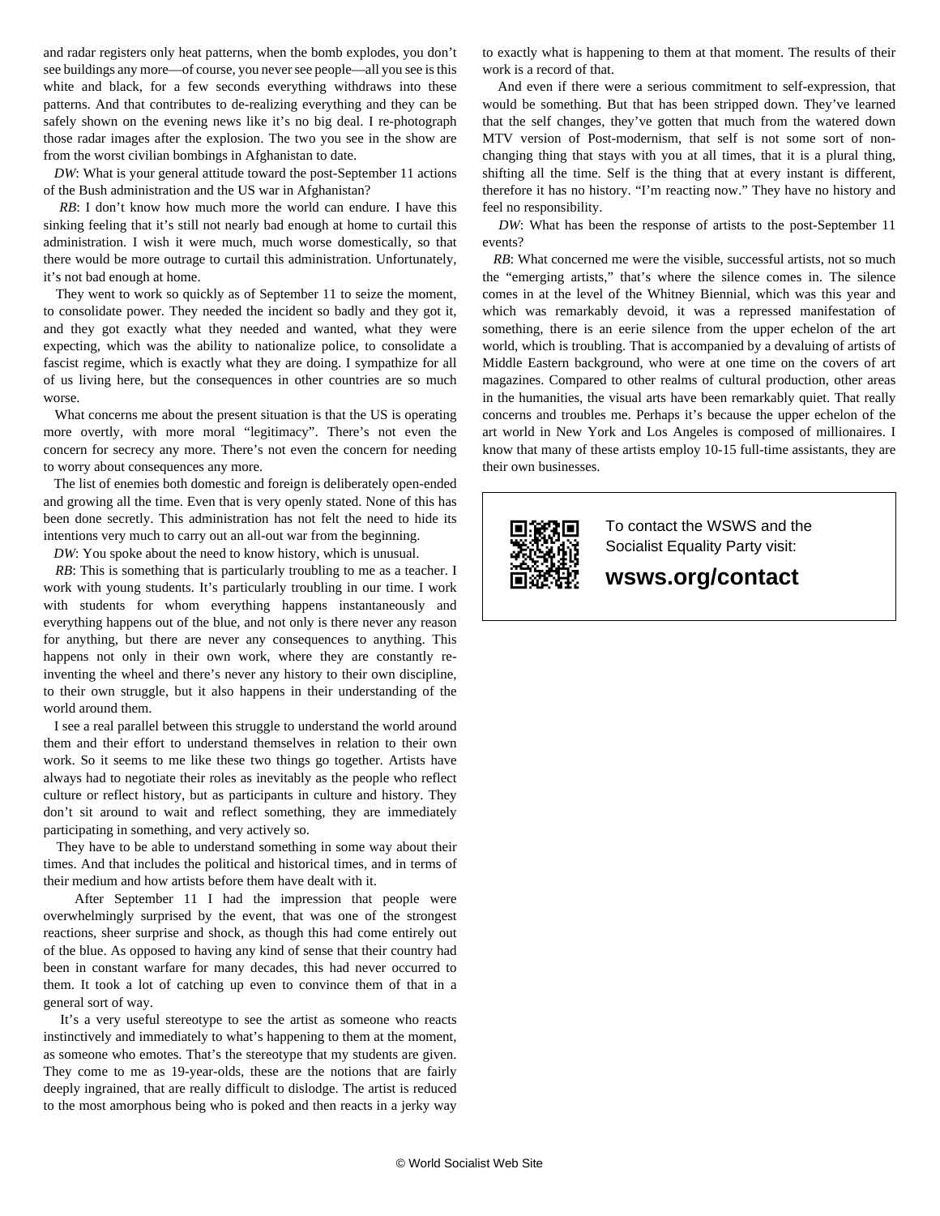and radar registers only heat patterns, when the bomb explodes, you don't see buildings any more—of course, you never see people—all you see is this white and black, for a few seconds everything withdraws into these patterns. And that contributes to de-realizing everything and they can be safely shown on the evening news like it's no big deal. I re-photograph those radar images after the explosion. The two you see in the show are from the worst civilian bombings in Afghanistan to date.

*DW*: What is your general attitude toward the post-September 11 actions of the Bush administration and the US war in Afghanistan?

*RB*: I don't know how much more the world can endure. I have this sinking feeling that it's still not nearly bad enough at home to curtail this administration. I wish it were much, much worse domestically, so that there would be more outrage to curtail this administration. Unfortunately, it's not bad enough at home.

They went to work so quickly as of September 11 to seize the moment, to consolidate power. They needed the incident so badly and they got it, and they got exactly what they needed and wanted, what they were expecting, which was the ability to nationalize police, to consolidate a fascist regime, which is exactly what they are doing. I sympathize for all of us living here, but the consequences in other countries are so much worse.

What concerns me about the present situation is that the US is operating more overtly, with more moral "legitimacy". There's not even the concern for secrecy any more. There's not even the concern for needing to worry about consequences any more.

The list of enemies both domestic and foreign is deliberately open-ended and growing all the time. Even that is very openly stated. None of this has been done secretly. This administration has not felt the need to hide its intentions very much to carry out an all-out war from the beginning.

*DW*: You spoke about the need to know history, which is unusual.

*RB*: This is something that is particularly troubling to me as a teacher. I work with young students. It's particularly troubling in our time. I work with students for whom everything happens instantaneously and everything happens out of the blue, and not only is there never any reason for anything, but there are never any consequences to anything. This happens not only in their own work, where they are constantly re-inventing the wheel and there's never any history to their own discipline, to their own struggle, but it also happens in their understanding of the world around them.

I see a real parallel between this struggle to understand the world around them and their effort to understand themselves in relation to their own work. So it seems to me like these two things go together. Artists have always had to negotiate their roles as inevitably as the people who reflect culture or reflect history, but as participants in culture and history. They don't sit around to wait and reflect something, they are immediately participating in something, and very actively so.

They have to be able to understand something in some way about their times. And that includes the political and historical times, and in terms of their medium and how artists before them have dealt with it.

After September 11 I had the impression that people were overwhelmingly surprised by the event, that was one of the strongest reactions, sheer surprise and shock, as though this had come entirely out of the blue. As opposed to having any kind of sense that their country had been in constant warfare for many decades, this had never occurred to them. It took a lot of catching up even to convince them of that in a general sort of way.

It's a very useful stereotype to see the artist as someone who reacts instinctively and immediately to what's happening to them at the moment, as someone who emotes. That's the stereotype that my students are given. They come to me as 19-year-olds, these are the notions that are fairly deeply ingrained, that are really difficult to dislodge. The artist is reduced to the most amorphous being who is poked and then reacts in a jerky way to exactly what is happening to them at that moment. The results of their work is a record of that.

And even if there were a serious commitment to self-expression, that would be something. But that has been stripped down. They've learned that the self changes, they've gotten that much from the watered down MTV version of Post-modernism, that self is not some sort of non-changing thing that stays with you at all times, that it is a plural thing, shifting all the time. Self is the thing that at every instant is different, therefore it has no history. "I'm reacting now." They have no history and feel no responsibility.

*DW*: What has been the response of artists to the post-September 11 events?

*RB*: What concerned me were the visible, successful artists, not so much the "emerging artists," that's where the silence comes in. The silence comes in at the level of the Whitney Biennial, which was this year and which was remarkably devoid, it was a repressed manifestation of something, there is an eerie silence from the upper echelon of the art world, which is troubling. That is accompanied by a devaluing of artists of Middle Eastern background, who were at one time on the covers of art magazines. Compared to other realms of cultural production, other areas in the humanities, the visual arts have been remarkably quiet. That really concerns and troubles me. Perhaps it's because the upper echelon of the art world in New York and Los Angeles is composed of millionaires. I know that many of these artists employ 10-15 full-time assistants, they are their own businesses.

To contact the WSWS and the Socialist Equality Party visit:

**wsws.org/contact**